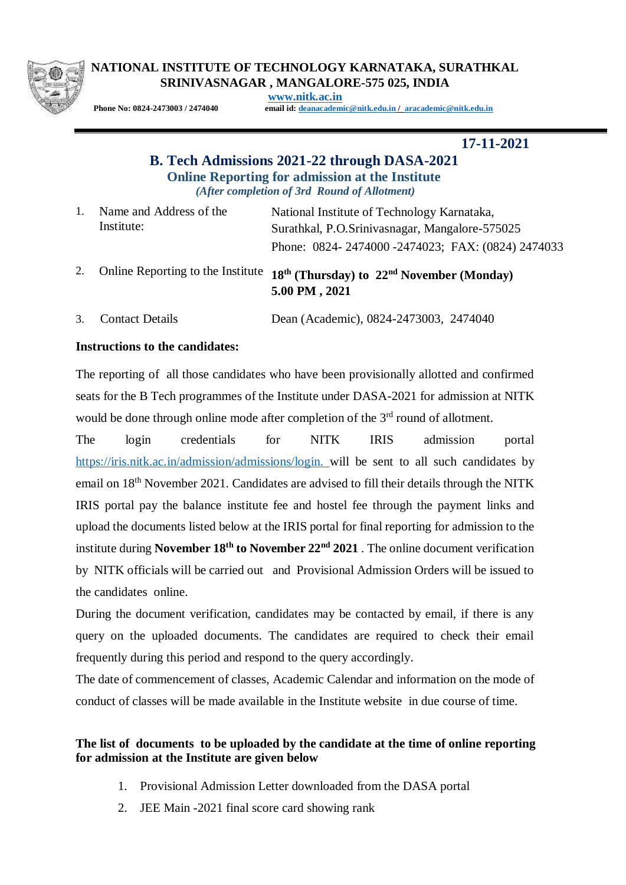**NATIONAL INSTITUTE OF TECHNOLOGY KARNATAKA, SURATHKAL**
**SRINIVASNAGAR , MANGALORE-575 025, INDIA**
**www.nitk.ac.in**

**Phone No: 0824-2473003 / 2474040** **email id: deanacademic@nitk.edu.in / aracademic@nitk.edu.in**

---

**17-11-2021**

# B. Tech Admissions 2021-22 through DASA-2021

## Online Reporting for admission at the Institute

*(After completion of 3rd Round of Allotment)*

| | | |
|---|---|---|
| 1. | Name and Address of the Institute: | National Institute of Technology Karnataka, Surathkal, P.O.Srinivasnagar, Mangalore-575025 Phone: 0824- 2474000 -2474023; FAX: (0824) 2474033 |
| 2. | Online Reporting to the Institute | **18th (Thursday) to 22nd November (Monday) 5.00 PM , 2021** |
| 3. | Contact Details | Dean (Academic), 0824-2473003, 2474040 |

**Instructions to the candidates:**

The reporting of all those candidates who have been provisionally allotted and confirmed seats for the B Tech programmes of the Institute under DASA-2021 for admission at NITK would be done through online mode after completion of the 3rd round of allotment.

The login credentials for NITK IRIS admission portal https://iris.nitk.ac.in/admission/admissions/login. will be sent to all such candidates by email on 18th November 2021. Candidates are advised to fill their details through the NITK IRIS portal pay the balance institute fee and hostel fee through the payment links and upload the documents listed below at the IRIS portal for final reporting for admission to the institute during **November 18th to November 22nd 2021** . The online document verification by NITK officials will be carried out and Provisional Admission Orders will be issued to the candidates online.

During the document verification, candidates may be contacted by email, if there is any query on the uploaded documents. The candidates are required to check their email frequently during this period and respond to the query accordingly.

The date of commencement of classes, Academic Calendar and information on the mode of conduct of classes will be made available in the Institute website in due course of time.

**The list of documents to be uploaded by the candidate at the time of online reporting for admission at the Institute are given below**

1. Provisional Admission Letter downloaded from the DASA portal
2. JEE Main -2021 final score card showing rank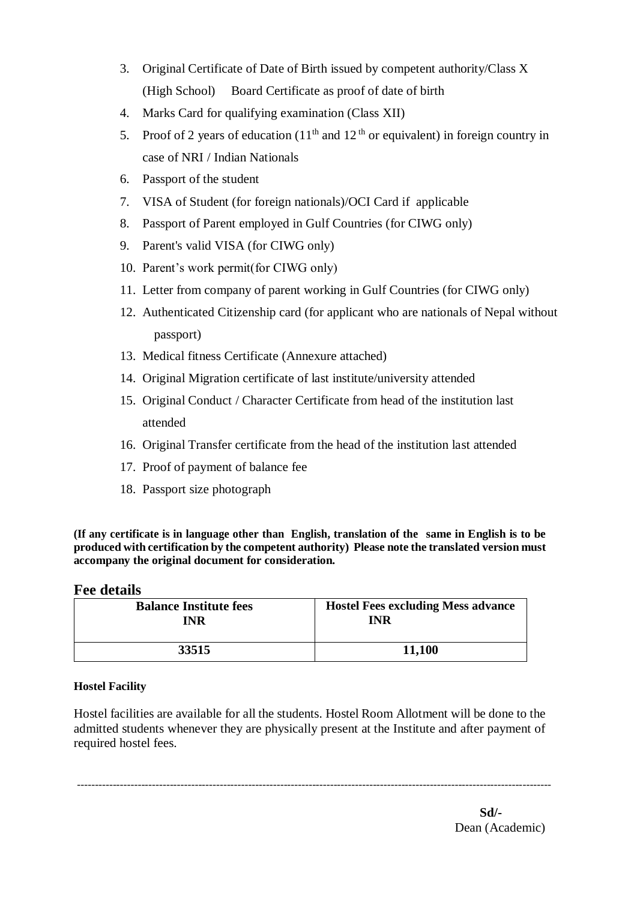3. Original Certificate of Date of Birth issued by competent authority/Class X (High School) Board Certificate as proof of date of birth
4. Marks Card for qualifying examination (Class XII)
5. Proof of 2 years of education ($11^{th}$ and $12^{th}$ or equivalent) in foreign country in case of NRI / Indian Nationals
6. Passport of the student
7. VISA of Student (for foreign nationals)/OCI Card if applicable
8. Passport of Parent employed in Gulf Countries (for CIWG only)
9. Parent's valid VISA (for CIWG only)
10. Parent's work permit(for CIWG only)
11. Letter from company of parent working in Gulf Countries (for CIWG only)
12. Authenticated Citizenship card (for applicant who are nationals of Nepal without passport)
13. Medical fitness Certificate (Annexure attached)
14. Original Migration certificate of last institute/university attended
15. Original Conduct / Character Certificate from head of the institution last attended
16. Original Transfer certificate from the head of the institution last attended
17. Proof of payment of balance fee
18. Passport size photograph

**(If any certificate is in language other than English, translation of the same in English is to be produced with certification by the competent authority) Please note the translated version must accompany the original document for consideration.**

## Fee details

| Balance Institute fees INR | Hostel Fees excluding Mess advance INR |
|---|---|
| **33515** | **11,100** |

**Hostel Facility**

Hostel facilities are available for all the students. Hostel Room Allotment will be done to the admitted students whenever they are physically present at the Institute and after payment of required hostel fees.

---

**Sd/-**
Dean (Academic)